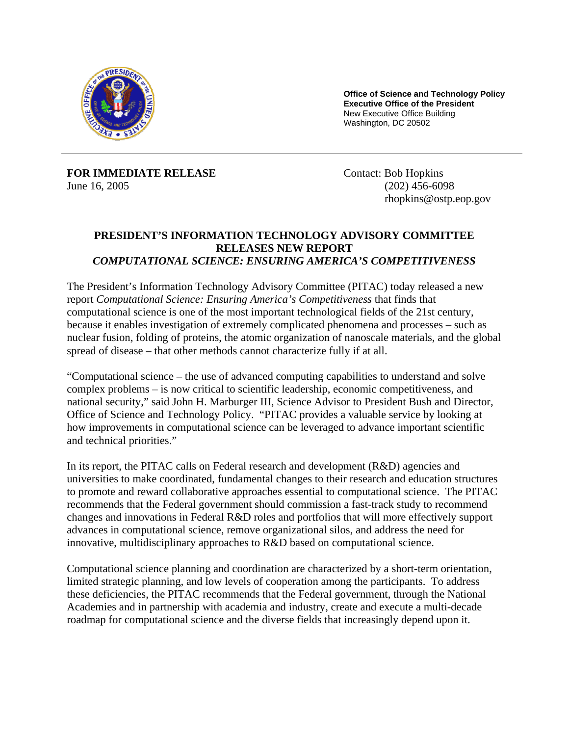**Office of Science and Technology Policy**
**Executive Office of the President**
New Executive Office Building
Washington, DC 20502

**FOR IMMEDIATE RELEASE**
June 16, 2005

Contact: Bob Hopkins
(202) 456-6098
rhopkins@ostp.eop.gov

# PRESIDENT'S INFORMATION TECHNOLOGY ADVISORY COMMITTEE RELEASES NEW REPORT *COMPUTATIONAL SCIENCE: ENSURING AMERICA'S COMPETITIVENESS*

The President's Information Technology Advisory Committee (PITAC) today released a new report *Computational Science: Ensuring America's Competitiveness* that finds that computational science is one of the most important technological fields of the 21st century, because it enables investigation of extremely complicated phenomena and processes – such as nuclear fusion, folding of proteins, the atomic organization of nanoscale materials, and the global spread of disease – that other methods cannot characterize fully if at all.

"Computational science – the use of advanced computing capabilities to understand and solve complex problems – is now critical to scientific leadership, economic competitiveness, and national security," said John H. Marburger III, Science Advisor to President Bush and Director, Office of Science and Technology Policy. "PITAC provides a valuable service by looking at how improvements in computational science can be leveraged to advance important scientific and technical priorities."

In its report, the PITAC calls on Federal research and development (R&D) agencies and universities to make coordinated, fundamental changes to their research and education structures to promote and reward collaborative approaches essential to computational science. The PITAC recommends that the Federal government should commission a fast-track study to recommend changes and innovations in Federal R&D roles and portfolios that will more effectively support advances in computational science, remove organizational silos, and address the need for innovative, multidisciplinary approaches to R&D based on computational science.

Computational science planning and coordination are characterized by a short-term orientation, limited strategic planning, and low levels of cooperation among the participants. To address these deficiencies, the PITAC recommends that the Federal government, through the National Academies and in partnership with academia and industry, create and execute a multi-decade roadmap for computational science and the diverse fields that increasingly depend upon it.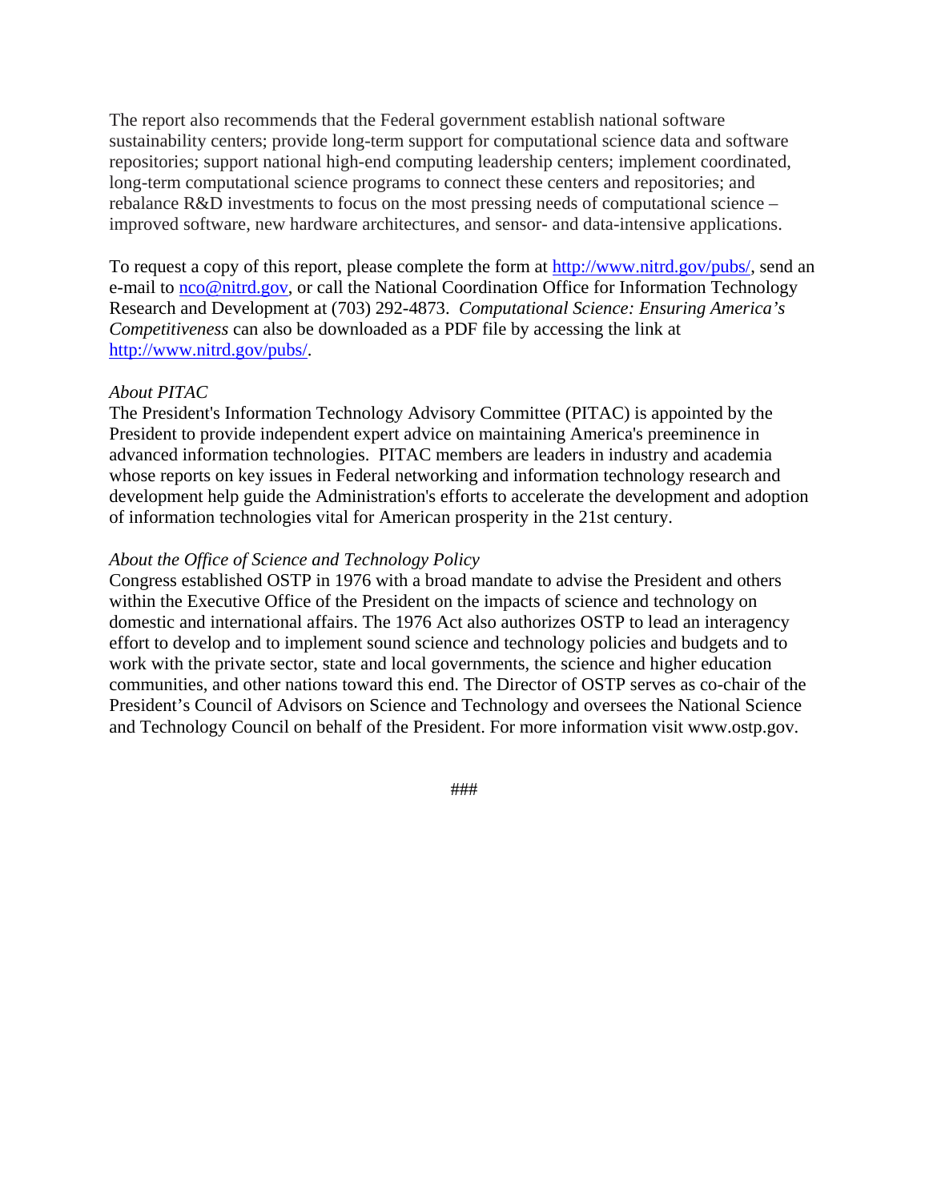The report also recommends that the Federal government establish national software sustainability centers; provide long-term support for computational science data and software repositories; support national high-end computing leadership centers; implement coordinated, long-term computational science programs to connect these centers and repositories; and rebalance R&D investments to focus on the most pressing needs of computational science – improved software, new hardware architectures, and sensor- and data-intensive applications.

To request a copy of this report, please complete the form at [http://www.nitrd.gov/pubs/](http://www.nitrd.gov/pubs/), send an e-mail to [nco@nitrd.gov](mailto:nco@nitrd.gov), or call the National Coordination Office for Information Technology Research and Development at (703) 292-4873. *Computational Science: Ensuring America's Competitiveness* can also be downloaded as a PDF file by accessing the link at [http://www.nitrd.gov/pubs/](http://www.nitrd.gov/pubs/).

*About PITAC*

The President's Information Technology Advisory Committee (PITAC) is appointed by the President to provide independent expert advice on maintaining America's preeminence in advanced information technologies. PITAC members are leaders in industry and academia whose reports on key issues in Federal networking and information technology research and development help guide the Administration's efforts to accelerate the development and adoption of information technologies vital for American prosperity in the 21st century.

*About the Office of Science and Technology Policy*

Congress established OSTP in 1976 with a broad mandate to advise the President and others within the Executive Office of the President on the impacts of science and technology on domestic and international affairs. The 1976 Act also authorizes OSTP to lead an interagency effort to develop and to implement sound science and technology policies and budgets and to work with the private sector, state and local governments, the science and higher education communities, and other nations toward this end. The Director of OSTP serves as co-chair of the President's Council of Advisors on Science and Technology and oversees the National Science and Technology Council on behalf of the President. For more information visit www.ostp.gov.

###